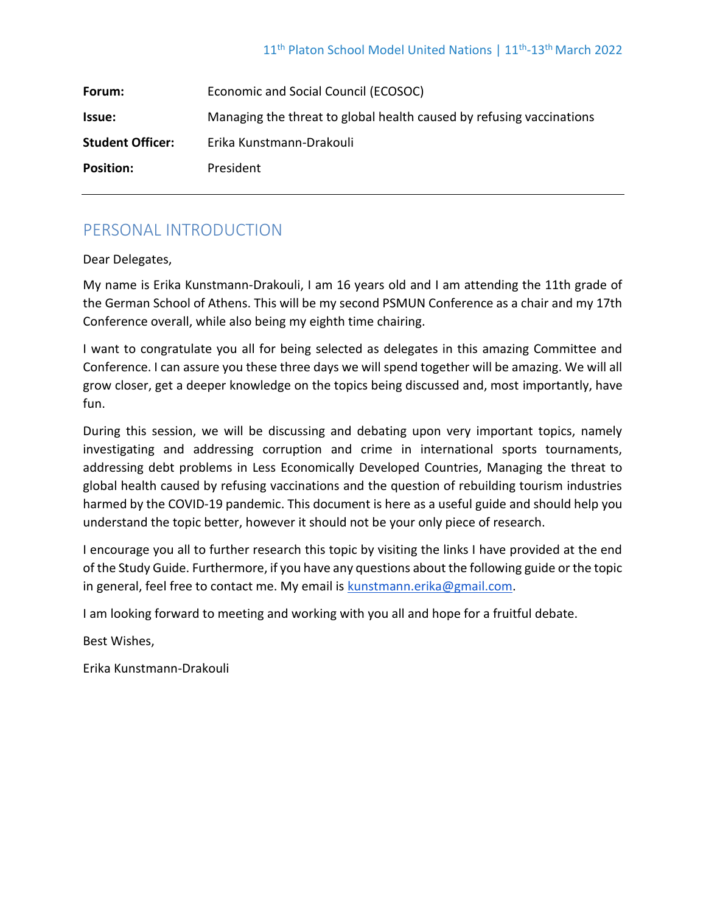| | |
|---|---|
| **Forum:** | Economic and Social Council (ECOSOC) |
| **Issue:** | Managing the threat to global health caused by refusing vaccinations |
| **Student Officer:** | Erika Kunstmann-Drakouli |
| **Position:** | President |

## PERSONAL INTRODUCTION

Dear Delegates,

My name is Erika Kunstmann-Drakouli, I am 16 years old and I am attending the 11th grade of the German School of Athens. This will be my second PSMUN Conference as a chair and my 17th Conference overall, while also being my eighth time chairing.

I want to congratulate you all for being selected as delegates in this amazing Committee and Conference. I can assure you these three days we will spend together will be amazing. We will all grow closer, get a deeper knowledge on the topics being discussed and, most importantly, have fun.

During this session, we will be discussing and debating upon very important topics, namely investigating and addressing corruption and crime in international sports tournaments, addressing debt problems in Less Economically Developed Countries, Managing the threat to global health caused by refusing vaccinations and the question of rebuilding tourism industries harmed by the COVID-19 pandemic. This document is here as a useful guide and should help you understand the topic better, however it should not be your only piece of research.

I encourage you all to further research this topic by visiting the links I have provided at the end of the Study Guide. Furthermore, if you have any questions about the following guide or the topic in general, feel free to contact me. My email is kunstmann.erika@gmail.com.

I am looking forward to meeting and working with you all and hope for a fruitful debate.

Best Wishes,

Erika Kunstmann-Drakouli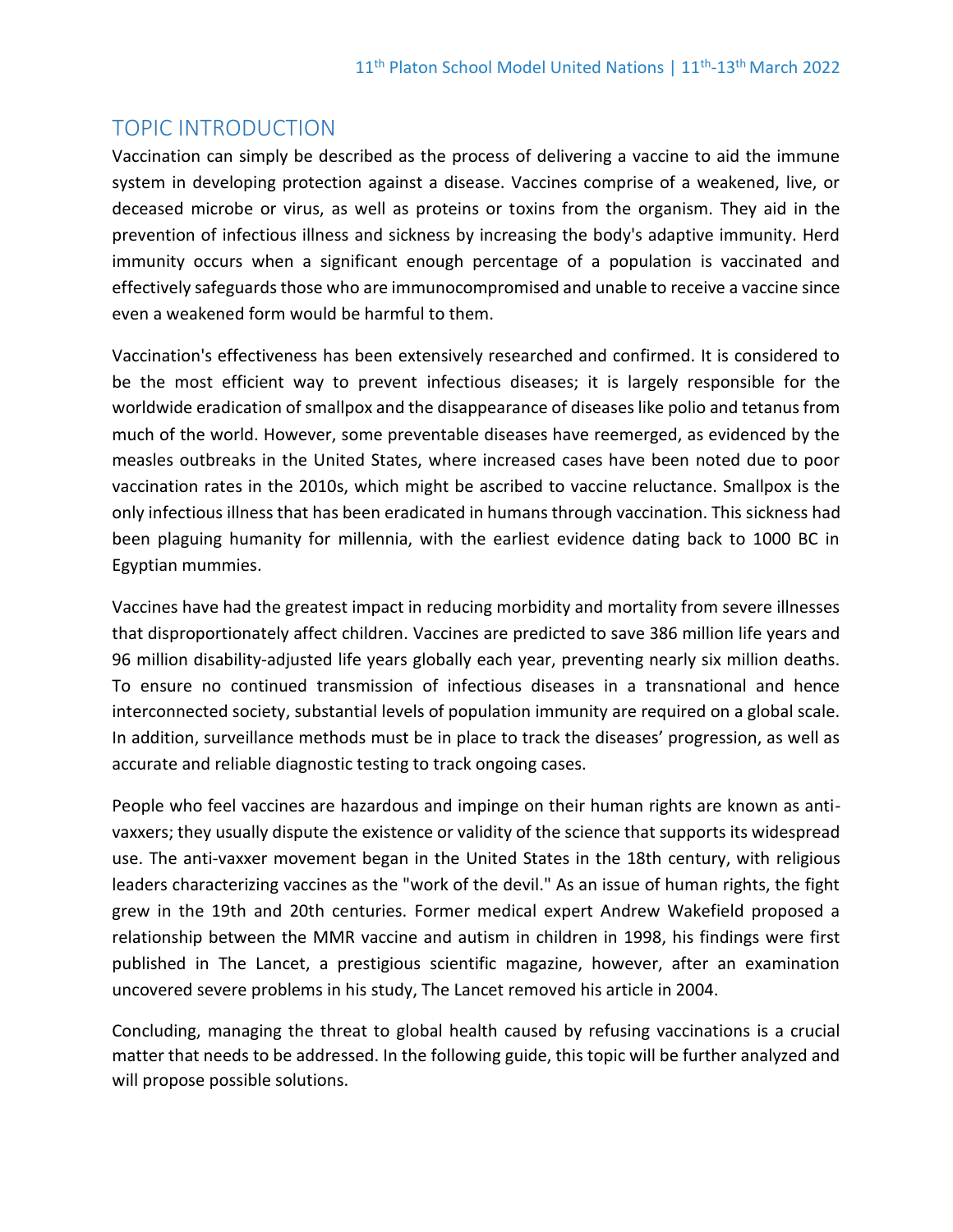## TOPIC INTRODUCTION

Vaccination can simply be described as the process of delivering a vaccine to aid the immune system in developing protection against a disease. Vaccines comprise of a weakened, live, or deceased microbe or virus, as well as proteins or toxins from the organism. They aid in the prevention of infectious illness and sickness by increasing the body's adaptive immunity. Herd immunity occurs when a significant enough percentage of a population is vaccinated and effectively safeguards those who are immunocompromised and unable to receive a vaccine since even a weakened form would be harmful to them.

Vaccination's effectiveness has been extensively researched and confirmed. It is considered to be the most efficient way to prevent infectious diseases; it is largely responsible for the worldwide eradication of smallpox and the disappearance of diseases like polio and tetanus from much of the world. However, some preventable diseases have reemerged, as evidenced by the measles outbreaks in the United States, where increased cases have been noted due to poor vaccination rates in the 2010s, which might be ascribed to vaccine reluctance. Smallpox is the only infectious illness that has been eradicated in humans through vaccination. This sickness had been plaguing humanity for millennia, with the earliest evidence dating back to 1000 BC in Egyptian mummies.

Vaccines have had the greatest impact in reducing morbidity and mortality from severe illnesses that disproportionately affect children. Vaccines are predicted to save 386 million life years and 96 million disability-adjusted life years globally each year, preventing nearly six million deaths. To ensure no continued transmission of infectious diseases in a transnational and hence interconnected society, substantial levels of population immunity are required on a global scale. In addition, surveillance methods must be in place to track the diseases' progression, as well as accurate and reliable diagnostic testing to track ongoing cases.

People who feel vaccines are hazardous and impinge on their human rights are known as anti-vaxxers; they usually dispute the existence or validity of the science that supports its widespread use. The anti-vaxxer movement began in the United States in the 18th century, with religious leaders characterizing vaccines as the "work of the devil." As an issue of human rights, the fight grew in the 19th and 20th centuries. Former medical expert Andrew Wakefield proposed a relationship between the MMR vaccine and autism in children in 1998, his findings were first published in The Lancet, a prestigious scientific magazine, however, after an examination uncovered severe problems in his study, The Lancet removed his article in 2004.

Concluding, managing the threat to global health caused by refusing vaccinations is a crucial matter that needs to be addressed. In the following guide, this topic will be further analyzed and will propose possible solutions.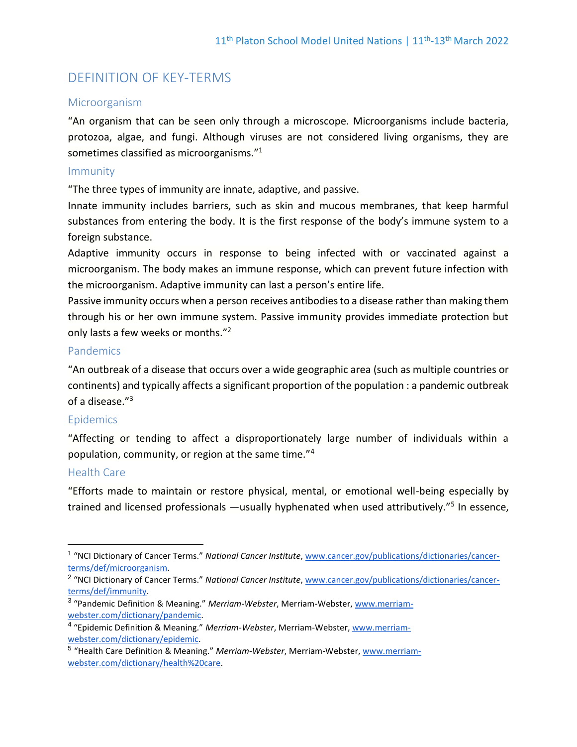# DEFINITION OF KEY-TERMS

## Microorganism

"An organism that can be seen only through a microscope. Microorganisms include bacteria, protozoa, algae, and fungi. Although viruses are not considered living organisms, they are sometimes classified as microorganisms."[1]

## Immunity

"The three types of immunity are innate, adaptive, and passive.

Innate immunity includes barriers, such as skin and mucous membranes, that keep harmful substances from entering the body. It is the first response of the body's immune system to a foreign substance.

Adaptive immunity occurs in response to being infected with or vaccinated against a microorganism. The body makes an immune response, which can prevent future infection with the microorganism. Adaptive immunity can last a person's entire life.

Passive immunity occurs when a person receives antibodies to a disease rather than making them through his or her own immune system. Passive immunity provides immediate protection but only lasts a few weeks or months."[2]

## Pandemics

"An outbreak of a disease that occurs over a wide geographic area (such as multiple countries or continents) and typically affects a significant proportion of the population : a pandemic outbreak of a disease."[3]

## Epidemics

"Affecting or tending to affect a disproportionately large number of individuals within a population, community, or region at the same time."[4]

## Health Care

"Efforts made to maintain or restore physical, mental, or emotional well-being especially by trained and licensed professionals —usually hyphenated when used attributively."[5] In essence,

---

[1] "NCI Dictionary of Cancer Terms." *National Cancer Institute*, www.cancer.gov/publications/dictionaries/cancer-terms/def/microorganism.

[2] "NCI Dictionary of Cancer Terms." *National Cancer Institute*, www.cancer.gov/publications/dictionaries/cancer-terms/def/immunity.

[3] "Pandemic Definition & Meaning." *Merriam-Webster*, Merriam-Webster, www.merriam-webster.com/dictionary/pandemic.

[4] "Epidemic Definition & Meaning." *Merriam-Webster*, Merriam-Webster, www.merriam-webster.com/dictionary/epidemic.

[5] "Health Care Definition & Meaning." *Merriam-Webster*, Merriam-Webster, www.merriam-webster.com/dictionary/health%20care.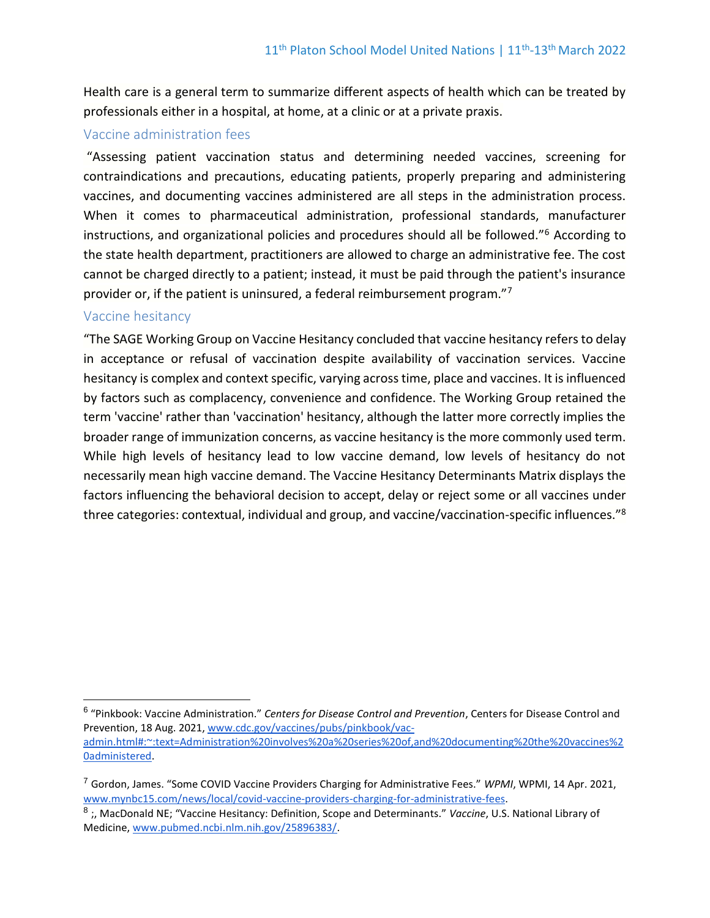Health care is a general term to summarize different aspects of health which can be treated by professionals either in a hospital, at home, at a clinic or at a private praxis.

### Vaccine administration fees

"Assessing patient vaccination status and determining needed vaccines, screening for contraindications and precautions, educating patients, properly preparing and administering vaccines, and documenting vaccines administered are all steps in the administration process. When it comes to pharmaceutical administration, professional standards, manufacturer instructions, and organizational policies and procedures should all be followed."[6] According to the state health department, practitioners are allowed to charge an administrative fee. The cost cannot be charged directly to a patient; instead, it must be paid through the patient's insurance provider or, if the patient is uninsured, a federal reimbursement program."[7]

### Vaccine hesitancy

"The SAGE Working Group on Vaccine Hesitancy concluded that vaccine hesitancy refers to delay in acceptance or refusal of vaccination despite availability of vaccination services. Vaccine hesitancy is complex and context specific, varying across time, place and vaccines. It is influenced by factors such as complacency, convenience and confidence. The Working Group retained the term 'vaccine' rather than 'vaccination' hesitancy, although the latter more correctly implies the broader range of immunization concerns, as vaccine hesitancy is the more commonly used term. While high levels of hesitancy lead to low vaccine demand, low levels of hesitancy do not necessarily mean high vaccine demand. The Vaccine Hesitancy Determinants Matrix displays the factors influencing the behavioral decision to accept, delay or reject some or all vaccines under three categories: contextual, individual and group, and vaccine/vaccination-specific influences."[8]

---

[6] "Pinkbook: Vaccine Administration." *Centers for Disease Control and Prevention*, Centers for Disease Control and Prevention, 18 Aug. 2021, www.cdc.gov/vaccines/pubs/pinkbook/vac-admin.html#:~:text=Administration%20involves%20a%20series%20of,and%20documenting%20the%20vaccines%20administered.

[7] Gordon, James. "Some COVID Vaccine Providers Charging for Administrative Fees." *WPMI*, WPMI, 14 Apr. 2021, www.mynbc15.com/news/local/covid-vaccine-providers-charging-for-administrative-fees.

[8] ;, MacDonald NE; "Vaccine Hesitancy: Definition, Scope and Determinants." *Vaccine*, U.S. National Library of Medicine, www.pubmed.ncbi.nlm.nih.gov/25896383/.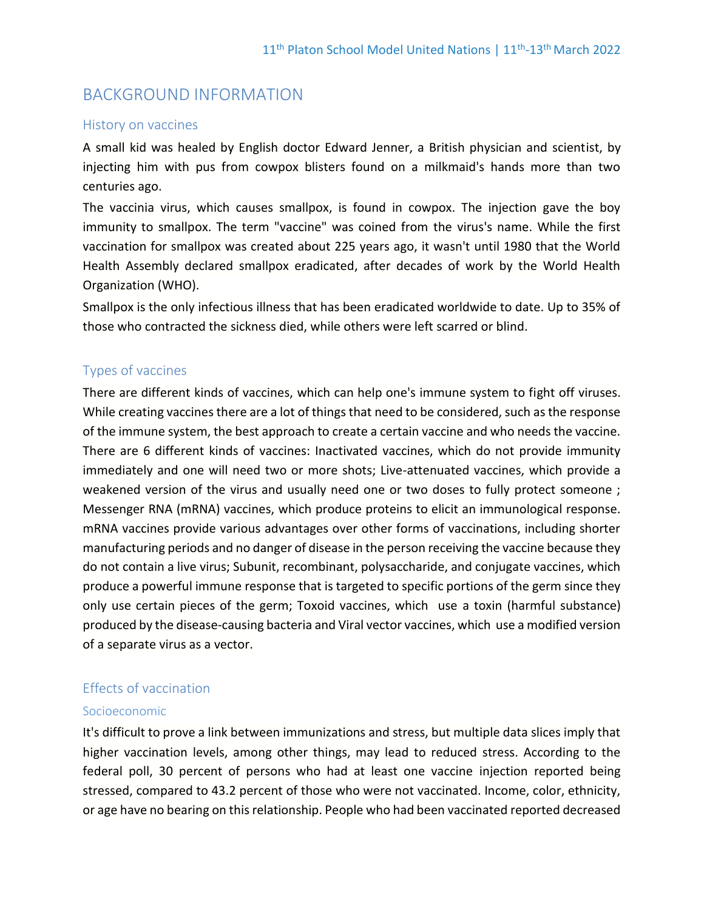# BACKGROUND INFORMATION

## History on vaccines

A small kid was healed by English doctor Edward Jenner, a British physician and scientist, by injecting him with pus from cowpox blisters found on a milkmaid's hands more than two centuries ago.

The vaccinia virus, which causes smallpox, is found in cowpox. The injection gave the boy immunity to smallpox. The term "vaccine" was coined from the virus's name. While the first vaccination for smallpox was created about 225 years ago, it wasn't until 1980 that the World Health Assembly declared smallpox eradicated, after decades of work by the World Health Organization (WHO).

Smallpox is the only infectious illness that has been eradicated worldwide to date. Up to 35% of those who contracted the sickness died, while others were left scarred or blind.

## Types of vaccines

There are different kinds of vaccines, which can help one's immune system to fight off viruses. While creating vaccines there are a lot of things that need to be considered, such as the response of the immune system, the best approach to create a certain vaccine and who needs the vaccine. There are 6 different kinds of vaccines: Inactivated vaccines, which do not provide immunity immediately and one will need two or more shots; Live-attenuated vaccines, which provide a weakened version of the virus and usually need one or two doses to fully protect someone ; Messenger RNA (mRNA) vaccines, which produce proteins to elicit an immunological response. mRNA vaccines provide various advantages over other forms of vaccinations, including shorter manufacturing periods and no danger of disease in the person receiving the vaccine because they do not contain a live virus; Subunit, recombinant, polysaccharide, and conjugate vaccines, which produce a powerful immune response that is targeted to specific portions of the germ since they only use certain pieces of the germ; Toxoid vaccines, which use a toxin (harmful substance) produced by the disease-causing bacteria and Viral vector vaccines, which use a modified version of a separate virus as a vector.

## Effects of vaccination

### Socioeconomic

It's difficult to prove a link between immunizations and stress, but multiple data slices imply that higher vaccination levels, among other things, may lead to reduced stress. According to the federal poll, 30 percent of persons who had at least one vaccine injection reported being stressed, compared to 43.2 percent of those who were not vaccinated. Income, color, ethnicity, or age have no bearing on this relationship. People who had been vaccinated reported decreased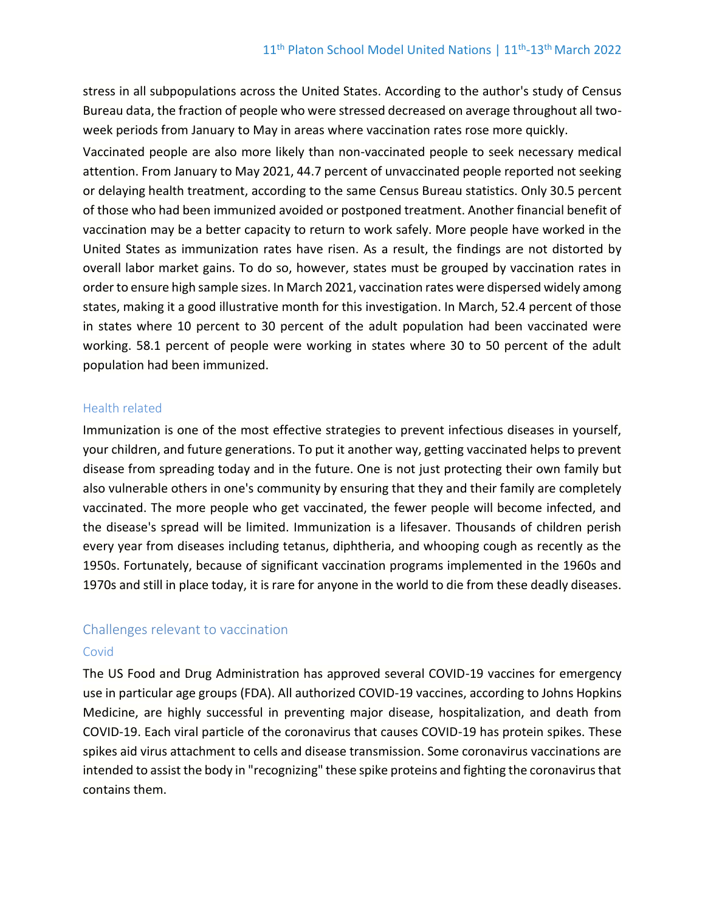stress in all subpopulations across the United States. According to the author's study of Census Bureau data, the fraction of people who were stressed decreased on average throughout all two-week periods from January to May in areas where vaccination rates rose more quickly.

Vaccinated people are also more likely than non-vaccinated people to seek necessary medical attention. From January to May 2021, 44.7 percent of unvaccinated people reported not seeking or delaying health treatment, according to the same Census Bureau statistics. Only 30.5 percent of those who had been immunized avoided or postponed treatment. Another financial benefit of vaccination may be a better capacity to return to work safely. More people have worked in the United States as immunization rates have risen. As a result, the findings are not distorted by overall labor market gains. To do so, however, states must be grouped by vaccination rates in order to ensure high sample sizes. In March 2021, vaccination rates were dispersed widely among states, making it a good illustrative month for this investigation. In March, 52.4 percent of those in states where 10 percent to 30 percent of the adult population had been vaccinated were working. 58.1 percent of people were working in states where 30 to 50 percent of the adult population had been immunized.

### Health related

Immunization is one of the most effective strategies to prevent infectious diseases in yourself, your children, and future generations. To put it another way, getting vaccinated helps to prevent disease from spreading today and in the future. One is not just protecting their own family but also vulnerable others in one's community by ensuring that they and their family are completely vaccinated. The more people who get vaccinated, the fewer people will become infected, and the disease's spread will be limited. Immunization is a lifesaver. Thousands of children perish every year from diseases including tetanus, diphtheria, and whooping cough as recently as the 1950s. Fortunately, because of significant vaccination programs implemented in the 1960s and 1970s and still in place today, it is rare for anyone in the world to die from these deadly diseases.

## Challenges relevant to vaccination

### Covid

The US Food and Drug Administration has approved several COVID-19 vaccines for emergency use in particular age groups (FDA). All authorized COVID-19 vaccines, according to Johns Hopkins Medicine, are highly successful in preventing major disease, hospitalization, and death from COVID-19. Each viral particle of the coronavirus that causes COVID-19 has protein spikes. These spikes aid virus attachment to cells and disease transmission. Some coronavirus vaccinations are intended to assist the body in "recognizing" these spike proteins and fighting the coronavirus that contains them.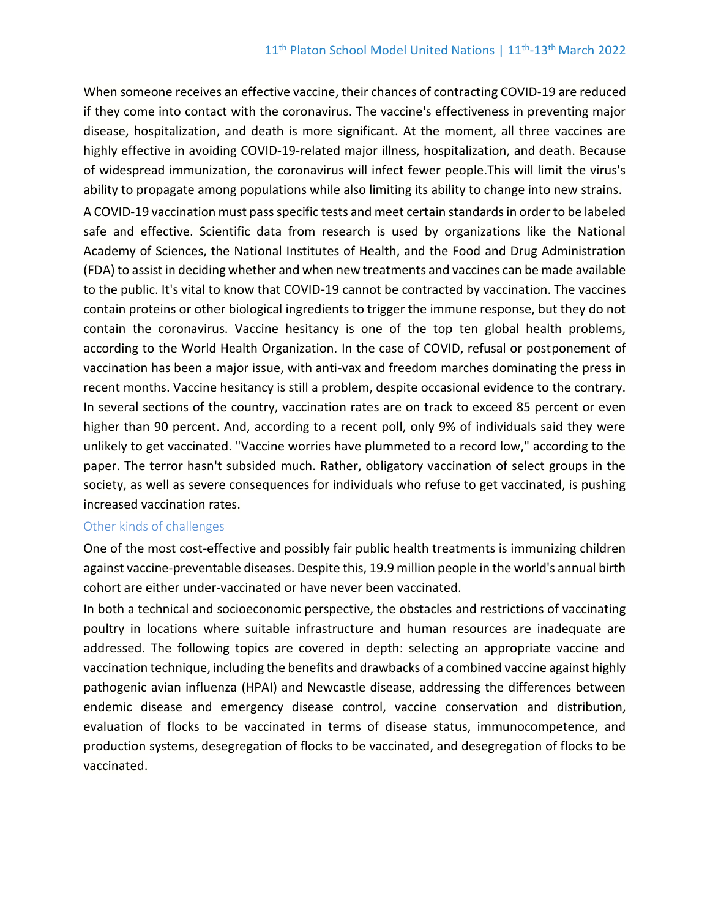When someone receives an effective vaccine, their chances of contracting COVID-19 are reduced if they come into contact with the coronavirus. The vaccine's effectiveness in preventing major disease, hospitalization, and death is more significant. At the moment, all three vaccines are highly effective in avoiding COVID-19-related major illness, hospitalization, and death. Because of widespread immunization, the coronavirus will infect fewer people.This will limit the virus's ability to propagate among populations while also limiting its ability to change into new strains.

A COVID-19 vaccination must pass specific tests and meet certain standards in order to be labeled safe and effective. Scientific data from research is used by organizations like the National Academy of Sciences, the National Institutes of Health, and the Food and Drug Administration (FDA) to assist in deciding whether and when new treatments and vaccines can be made available to the public. It's vital to know that COVID-19 cannot be contracted by vaccination. The vaccines contain proteins or other biological ingredients to trigger the immune response, but they do not contain the coronavirus. Vaccine hesitancy is one of the top ten global health problems, according to the World Health Organization. In the case of COVID, refusal or postponement of vaccination has been a major issue, with anti-vax and freedom marches dominating the press in recent months. Vaccine hesitancy is still a problem, despite occasional evidence to the contrary. In several sections of the country, vaccination rates are on track to exceed 85 percent or even higher than 90 percent. And, according to a recent poll, only 9% of individuals said they were unlikely to get vaccinated. "Vaccine worries have plummeted to a record low," according to the paper. The terror hasn't subsided much. Rather, obligatory vaccination of select groups in the society, as well as severe consequences for individuals who refuse to get vaccinated, is pushing increased vaccination rates.

## Other kinds of challenges

One of the most cost-effective and possibly fair public health treatments is immunizing children against vaccine-preventable diseases. Despite this, 19.9 million people in the world's annual birth cohort are either under-vaccinated or have never been vaccinated.

In both a technical and socioeconomic perspective, the obstacles and restrictions of vaccinating poultry in locations where suitable infrastructure and human resources are inadequate are addressed. The following topics are covered in depth: selecting an appropriate vaccine and vaccination technique, including the benefits and drawbacks of a combined vaccine against highly pathogenic avian influenza (HPAI) and Newcastle disease, addressing the differences between endemic disease and emergency disease control, vaccine conservation and distribution, evaluation of flocks to be vaccinated in terms of disease status, immunocompetence, and production systems, desegregation of flocks to be vaccinated, and desegregation of flocks to be vaccinated.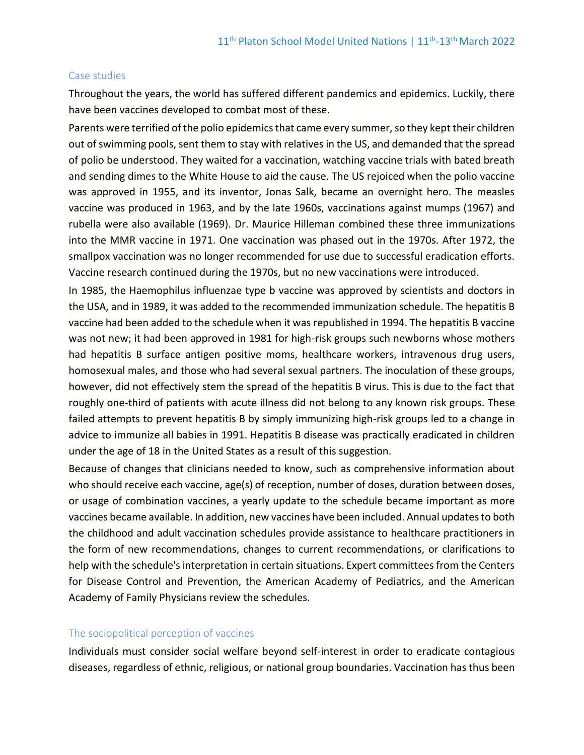## Case studies

Throughout the years, the world has suffered different pandemics and epidemics. Luckily, there have been vaccines developed to combat most of these.

Parents were terrified of the polio epidemics that came every summer, so they kept their children out of swimming pools, sent them to stay with relatives in the US, and demanded that the spread of polio be understood. They waited for a vaccination, watching vaccine trials with bated breath and sending dimes to the White House to aid the cause. The US rejoiced when the polio vaccine was approved in 1955, and its inventor, Jonas Salk, became an overnight hero. The measles vaccine was produced in 1963, and by the late 1960s, vaccinations against mumps (1967) and rubella were also available (1969). Dr. Maurice Hilleman combined these three immunizations into the MMR vaccine in 1971. One vaccination was phased out in the 1970s. After 1972, the smallpox vaccination was no longer recommended for use due to successful eradication efforts. Vaccine research continued during the 1970s, but no new vaccinations were introduced.

In 1985, the Haemophilus influenzae type b vaccine was approved by scientists and doctors in the USA, and in 1989, it was added to the recommended immunization schedule. The hepatitis B vaccine had been added to the schedule when it was republished in 1994. The hepatitis B vaccine was not new; it had been approved in 1981 for high-risk groups such newborns whose mothers had hepatitis B surface antigen positive moms, healthcare workers, intravenous drug users, homosexual males, and those who had several sexual partners. The inoculation of these groups, however, did not effectively stem the spread of the hepatitis B virus. This is due to the fact that roughly one-third of patients with acute illness did not belong to any known risk groups. These failed attempts to prevent hepatitis B by simply immunizing high-risk groups led to a change in advice to immunize all babies in 1991. Hepatitis B disease was practically eradicated in children under the age of 18 in the United States as a result of this suggestion.

Because of changes that clinicians needed to know, such as comprehensive information about who should receive each vaccine, age(s) of reception, number of doses, duration between doses, or usage of combination vaccines, a yearly update to the schedule became important as more vaccines became available. In addition, new vaccines have been included. Annual updates to both the childhood and adult vaccination schedules provide assistance to healthcare practitioners in the form of new recommendations, changes to current recommendations, or clarifications to help with the schedule's interpretation in certain situations. Expert committees from the Centers for Disease Control and Prevention, the American Academy of Pediatrics, and the American Academy of Family Physicians review the schedules.

## The sociopolitical perception of vaccines

Individuals must consider social welfare beyond self-interest in order to eradicate contagious diseases, regardless of ethnic, religious, or national group boundaries. Vaccination has thus been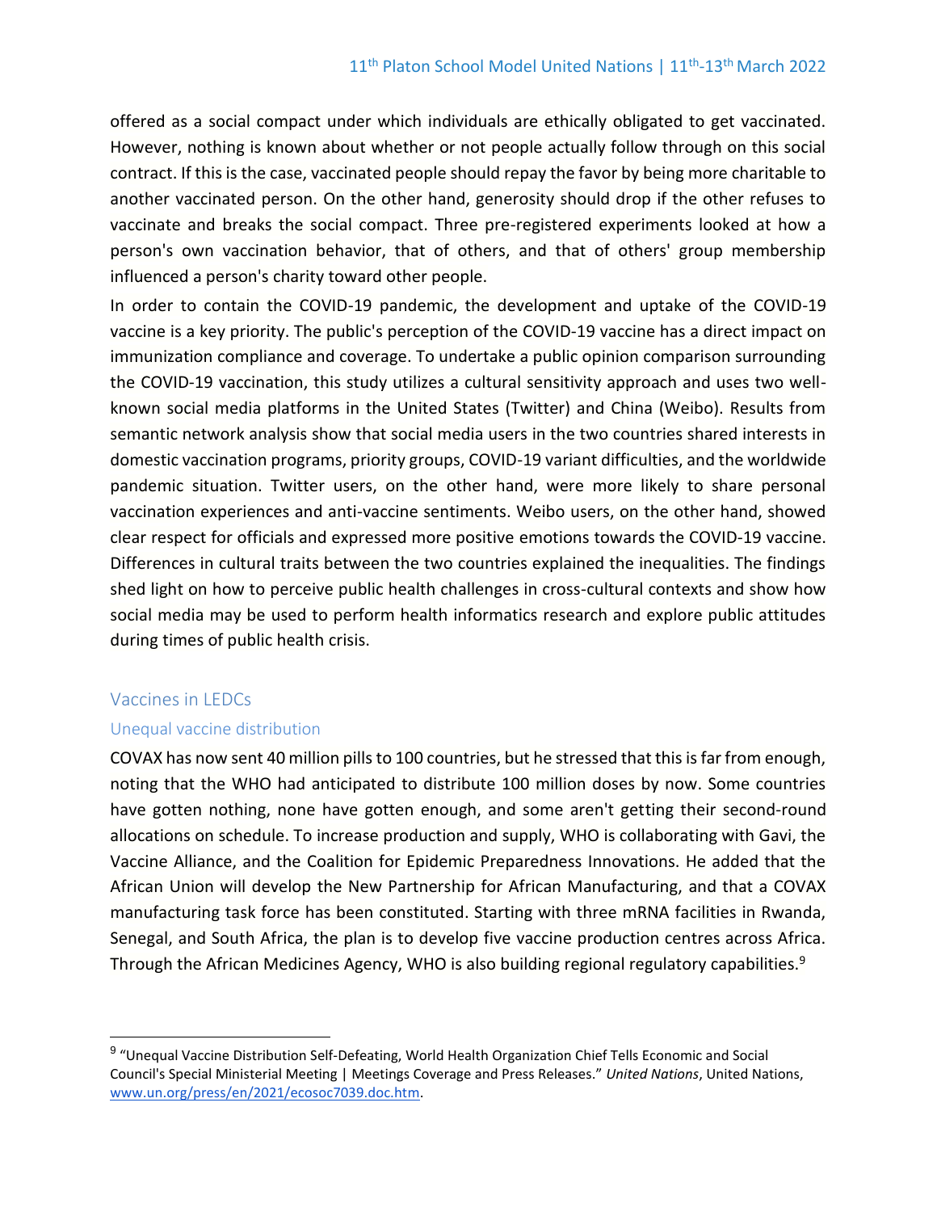offered as a social compact under which individuals are ethically obligated to get vaccinated. However, nothing is known about whether or not people actually follow through on this social contract. If this is the case, vaccinated people should repay the favor by being more charitable to another vaccinated person. On the other hand, generosity should drop if the other refuses to vaccinate and breaks the social compact. Three pre-registered experiments looked at how a person's own vaccination behavior, that of others, and that of others' group membership influenced a person's charity toward other people.

In order to contain the COVID-19 pandemic, the development and uptake of the COVID-19 vaccine is a key priority. The public's perception of the COVID-19 vaccine has a direct impact on immunization compliance and coverage. To undertake a public opinion comparison surrounding the COVID-19 vaccination, this study utilizes a cultural sensitivity approach and uses two well-known social media platforms in the United States (Twitter) and China (Weibo). Results from semantic network analysis show that social media users in the two countries shared interests in domestic vaccination programs, priority groups, COVID-19 variant difficulties, and the worldwide pandemic situation. Twitter users, on the other hand, were more likely to share personal vaccination experiences and anti-vaccine sentiments. Weibo users, on the other hand, showed clear respect for officials and expressed more positive emotions towards the COVID-19 vaccine. Differences in cultural traits between the two countries explained the inequalities. The findings shed light on how to perceive public health challenges in cross-cultural contexts and show how social media may be used to perform health informatics research and explore public attitudes during times of public health crisis.

## Vaccines in LEDCs

### Unequal vaccine distribution

COVAX has now sent 40 million pills to 100 countries, but he stressed that this is far from enough, noting that the WHO had anticipated to distribute 100 million doses by now. Some countries have gotten nothing, none have gotten enough, and some aren't getting their second-round allocations on schedule. To increase production and supply, WHO is collaborating with Gavi, the Vaccine Alliance, and the Coalition for Epidemic Preparedness Innovations. He added that the African Union will develop the New Partnership for African Manufacturing, and that a COVAX manufacturing task force has been constituted. Starting with three mRNA facilities in Rwanda, Senegal, and South Africa, the plan is to develop five vaccine production centres across Africa. Through the African Medicines Agency, WHO is also building regional regulatory capabilities.[9]

---

[9] "Unequal Vaccine Distribution Self-Defeating, World Health Organization Chief Tells Economic and Social Council's Special Ministerial Meeting | Meetings Coverage and Press Releases." *United Nations*, United Nations, www.un.org/press/en/2021/ecosoc7039.doc.htm.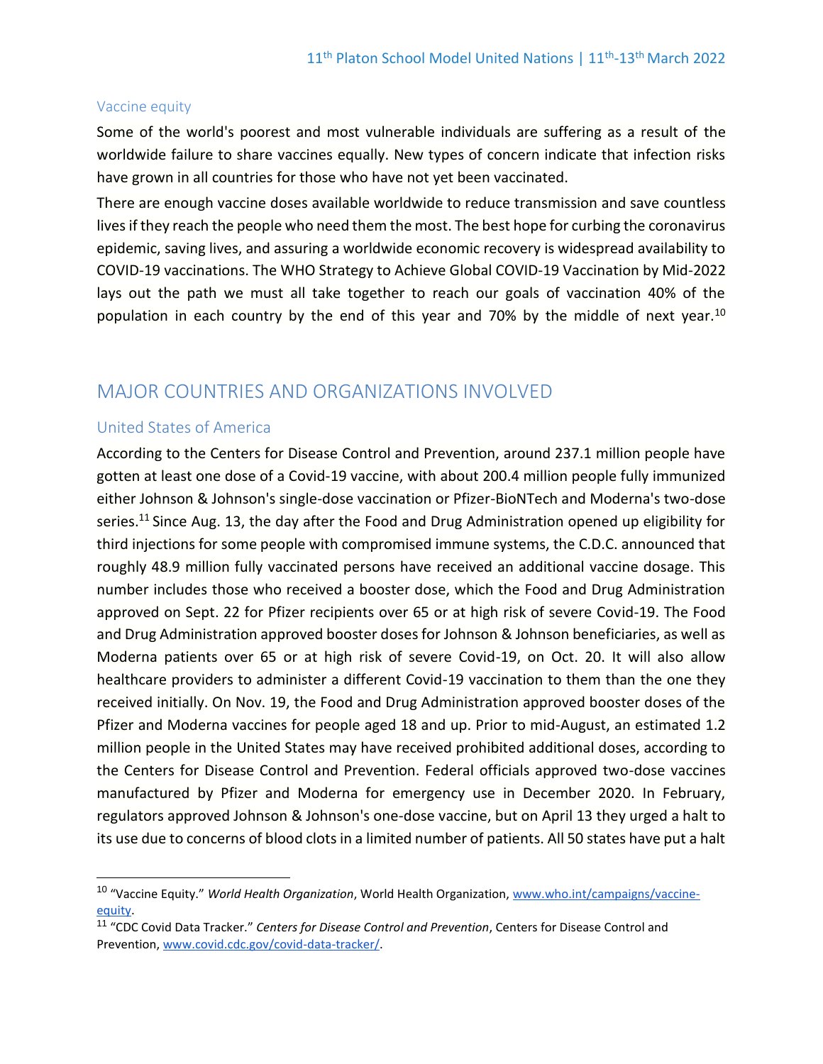### Vaccine equity

Some of the world's poorest and most vulnerable individuals are suffering as a result of the worldwide failure to share vaccines equally. New types of concern indicate that infection risks have grown in all countries for those who have not yet been vaccinated.

There are enough vaccine doses available worldwide to reduce transmission and save countless lives if they reach the people who need them the most. The best hope for curbing the coronavirus epidemic, saving lives, and assuring a worldwide economic recovery is widespread availability to COVID-19 vaccinations. The WHO Strategy to Achieve Global COVID-19 Vaccination by Mid-2022 lays out the path we must all take together to reach our goals of vaccination 40% of the population in each country by the end of this year and 70% by the middle of next year.[10]

## MAJOR COUNTRIES AND ORGANIZATIONS INVOLVED

### United States of America

According to the Centers for Disease Control and Prevention, around 237.1 million people have gotten at least one dose of a Covid-19 vaccine, with about 200.4 million people fully immunized either Johnson & Johnson's single-dose vaccination or Pfizer-BioNTech and Moderna's two-dose series.[11] Since Aug. 13, the day after the Food and Drug Administration opened up eligibility for third injections for some people with compromised immune systems, the C.D.C. announced that roughly 48.9 million fully vaccinated persons have received an additional vaccine dosage. This number includes those who received a booster dose, which the Food and Drug Administration approved on Sept. 22 for Pfizer recipients over 65 or at high risk of severe Covid-19. The Food and Drug Administration approved booster doses for Johnson & Johnson beneficiaries, as well as Moderna patients over 65 or at high risk of severe Covid-19, on Oct. 20. It will also allow healthcare providers to administer a different Covid-19 vaccination to them than the one they received initially. On Nov. 19, the Food and Drug Administration approved booster doses of the Pfizer and Moderna vaccines for people aged 18 and up. Prior to mid-August, an estimated 1.2 million people in the United States may have received prohibited additional doses, according to the Centers for Disease Control and Prevention. Federal officials approved two-dose vaccines manufactured by Pfizer and Moderna for emergency use in December 2020. In February, regulators approved Johnson & Johnson's one-dose vaccine, but on April 13 they urged a halt to its use due to concerns of blood clots in a limited number of patients. All 50 states have put a halt

---

[10] "Vaccine Equity." *World Health Organization*, World Health Organization, www.who.int/campaigns/vaccine-equity.

[11] "CDC Covid Data Tracker." *Centers for Disease Control and Prevention*, Centers for Disease Control and Prevention, www.covid.cdc.gov/covid-data-tracker/.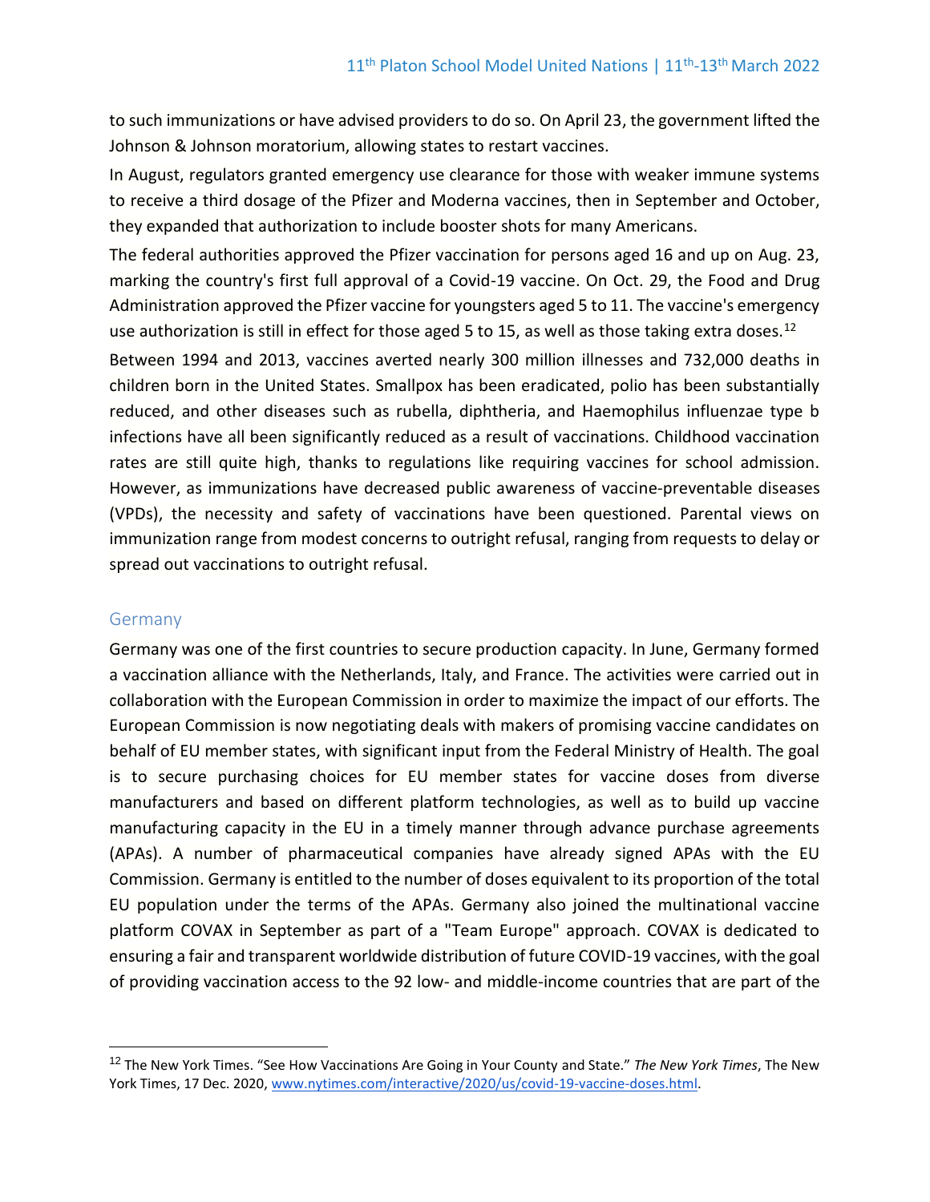to such immunizations or have advised providers to do so. On April 23, the government lifted the Johnson & Johnson moratorium, allowing states to restart vaccines.

In August, regulators granted emergency use clearance for those with weaker immune systems to receive a third dosage of the Pfizer and Moderna vaccines, then in September and October, they expanded that authorization to include booster shots for many Americans.

The federal authorities approved the Pfizer vaccination for persons aged 16 and up on Aug. 23, marking the country's first full approval of a Covid-19 vaccine. On Oct. 29, the Food and Drug Administration approved the Pfizer vaccine for youngsters aged 5 to 11. The vaccine's emergency use authorization is still in effect for those aged 5 to 15, as well as those taking extra doses.[12]

Between 1994 and 2013, vaccines averted nearly 300 million illnesses and 732,000 deaths in children born in the United States. Smallpox has been eradicated, polio has been substantially reduced, and other diseases such as rubella, diphtheria, and Haemophilus influenzae type b infections have all been significantly reduced as a result of vaccinations. Childhood vaccination rates are still quite high, thanks to regulations like requiring vaccines for school admission. However, as immunizations have decreased public awareness of vaccine-preventable diseases (VPDs), the necessity and safety of vaccinations have been questioned. Parental views on immunization range from modest concerns to outright refusal, ranging from requests to delay or spread out vaccinations to outright refusal.

## Germany

Germany was one of the first countries to secure production capacity. In June, Germany formed a vaccination alliance with the Netherlands, Italy, and France. The activities were carried out in collaboration with the European Commission in order to maximize the impact of our efforts. The European Commission is now negotiating deals with makers of promising vaccine candidates on behalf of EU member states, with significant input from the Federal Ministry of Health. The goal is to secure purchasing choices for EU member states for vaccine doses from diverse manufacturers and based on different platform technologies, as well as to build up vaccine manufacturing capacity in the EU in a timely manner through advance purchase agreements (APAs). A number of pharmaceutical companies have already signed APAs with the EU Commission. Germany is entitled to the number of doses equivalent to its proportion of the total EU population under the terms of the APAs. Germany also joined the multinational vaccine platform COVAX in September as part of a "Team Europe" approach. COVAX is dedicated to ensuring a fair and transparent worldwide distribution of future COVID-19 vaccines, with the goal of providing vaccination access to the 92 low- and middle-income countries that are part of the

---

[12] The New York Times. "See How Vaccinations Are Going in Your County and State." *The New York Times*, The New York Times, 17 Dec. 2020, www.nytimes.com/interactive/2020/us/covid-19-vaccine-doses.html.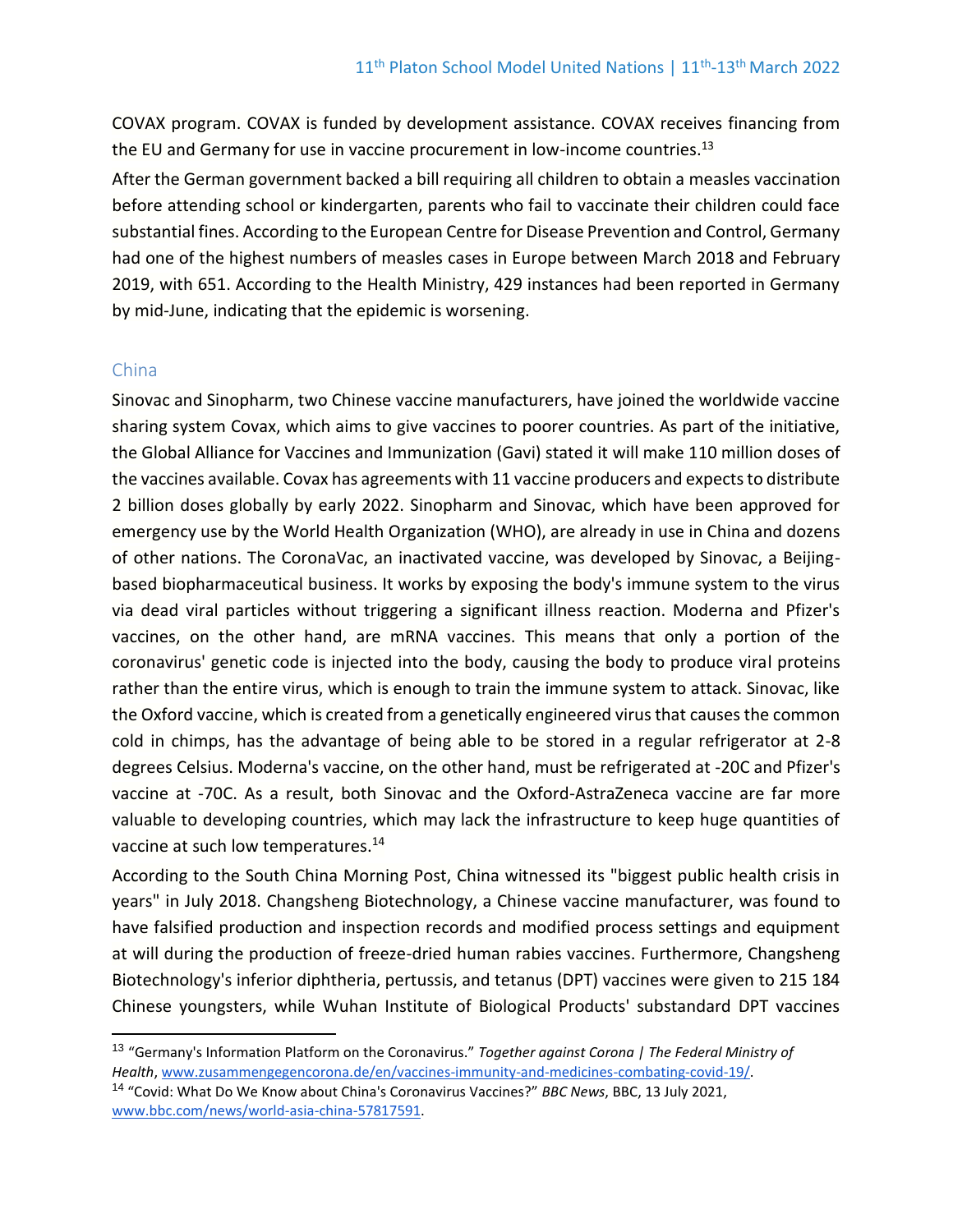COVAX program. COVAX is funded by development assistance. COVAX receives financing from the EU and Germany for use in vaccine procurement in low-income countries.[13]

After the German government backed a bill requiring all children to obtain a measles vaccination before attending school or kindergarten, parents who fail to vaccinate their children could face substantial fines. According to the European Centre for Disease Prevention and Control, Germany had one of the highest numbers of measles cases in Europe between March 2018 and February 2019, with 651. According to the Health Ministry, 429 instances had been reported in Germany by mid-June, indicating that the epidemic is worsening.

### China

Sinovac and Sinopharm, two Chinese vaccine manufacturers, have joined the worldwide vaccine sharing system Covax, which aims to give vaccines to poorer countries. As part of the initiative, the Global Alliance for Vaccines and Immunization (Gavi) stated it will make 110 million doses of the vaccines available. Covax has agreements with 11 vaccine producers and expects to distribute 2 billion doses globally by early 2022. Sinopharm and Sinovac, which have been approved for emergency use by the World Health Organization (WHO), are already in use in China and dozens of other nations. The CoronaVac, an inactivated vaccine, was developed by Sinovac, a Beijing-based biopharmaceutical business. It works by exposing the body's immune system to the virus via dead viral particles without triggering a significant illness reaction. Moderna and Pfizer's vaccines, on the other hand, are mRNA vaccines. This means that only a portion of the coronavirus' genetic code is injected into the body, causing the body to produce viral proteins rather than the entire virus, which is enough to train the immune system to attack. Sinovac, like the Oxford vaccine, which is created from a genetically engineered virus that causes the common cold in chimps, has the advantage of being able to be stored in a regular refrigerator at 2-8 degrees Celsius. Moderna's vaccine, on the other hand, must be refrigerated at -20C and Pfizer's vaccine at -70C. As a result, both Sinovac and the Oxford-AstraZeneca vaccine are far more valuable to developing countries, which may lack the infrastructure to keep huge quantities of vaccine at such low temperatures.[14]

According to the South China Morning Post, China witnessed its "biggest public health crisis in years" in July 2018. Changsheng Biotechnology, a Chinese vaccine manufacturer, was found to have falsified production and inspection records and modified process settings and equipment at will during the production of freeze-dried human rabies vaccines. Furthermore, Changsheng Biotechnology's inferior diphtheria, pertussis, and tetanus (DPT) vaccines were given to 215 184 Chinese youngsters, while Wuhan Institute of Biological Products' substandard DPT vaccines

---

[13] "Germany's Information Platform on the Coronavirus." *Together against Corona | The Federal Ministry of Health*, www.zusammengegencorona.de/en/vaccines-immunity-and-medicines-combating-covid-19/.

[14] "Covid: What Do We Know about China's Coronavirus Vaccines?" *BBC News*, BBC, 13 July 2021, www.bbc.com/news/world-asia-china-57817591.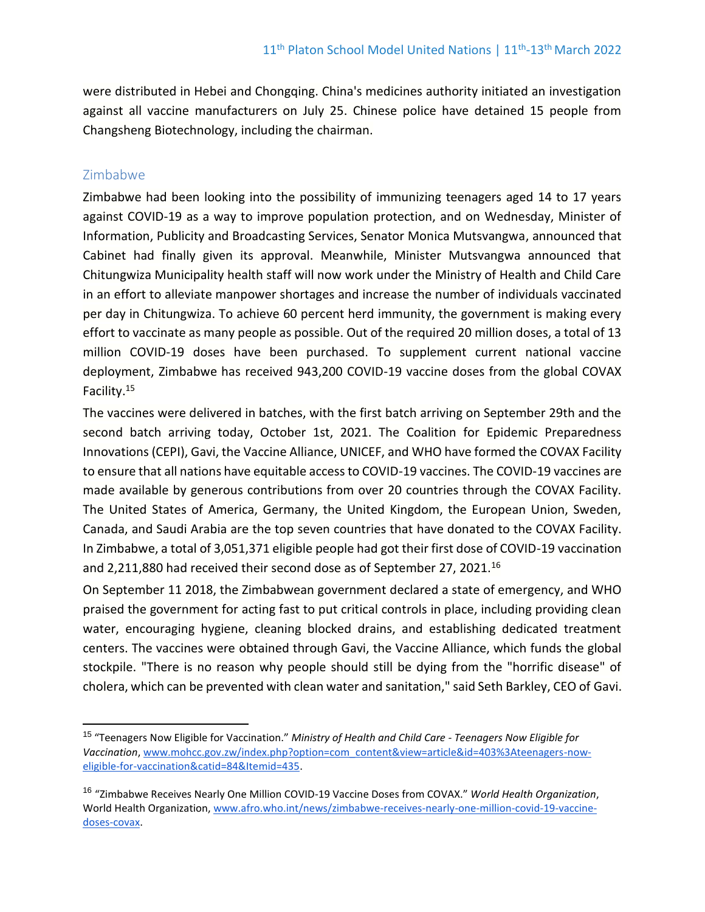were distributed in Hebei and Chongqing. China's medicines authority initiated an investigation against all vaccine manufacturers on July 25. Chinese police have detained 15 people from Changsheng Biotechnology, including the chairman.

### Zimbabwe

Zimbabwe had been looking into the possibility of immunizing teenagers aged 14 to 17 years against COVID-19 as a way to improve population protection, and on Wednesday, Minister of Information, Publicity and Broadcasting Services, Senator Monica Mutsvangwa, announced that Cabinet had finally given its approval. Meanwhile, Minister Mutsvangwa announced that Chitungwiza Municipality health staff will now work under the Ministry of Health and Child Care in an effort to alleviate manpower shortages and increase the number of individuals vaccinated per day in Chitungwiza. To achieve 60 percent herd immunity, the government is making every effort to vaccinate as many people as possible. Out of the required 20 million doses, a total of 13 million COVID-19 doses have been purchased. To supplement current national vaccine deployment, Zimbabwe has received 943,200 COVID-19 vaccine doses from the global COVAX Facility.[15]

The vaccines were delivered in batches, with the first batch arriving on September 29th and the second batch arriving today, October 1st, 2021. The Coalition for Epidemic Preparedness Innovations (CEPI), Gavi, the Vaccine Alliance, UNICEF, and WHO have formed the COVAX Facility to ensure that all nations have equitable access to COVID-19 vaccines. The COVID-19 vaccines are made available by generous contributions from over 20 countries through the COVAX Facility. The United States of America, Germany, the United Kingdom, the European Union, Sweden, Canada, and Saudi Arabia are the top seven countries that have donated to the COVAX Facility. In Zimbabwe, a total of 3,051,371 eligible people had got their first dose of COVID-19 vaccination and 2,211,880 had received their second dose as of September 27, 2021.[16]

On September 11 2018, the Zimbabwean government declared a state of emergency, and WHO praised the government for acting fast to put critical controls in place, including providing clean water, encouraging hygiene, cleaning blocked drains, and establishing dedicated treatment centers. The vaccines were obtained through Gavi, the Vaccine Alliance, which funds the global stockpile. "There is no reason why people should still be dying from the "horrific disease" of cholera, which can be prevented with clean water and sanitation," said Seth Barkley, CEO of Gavi.

---

[15] "Teenagers Now Eligible for Vaccination." *Ministry of Health and Child Care - Teenagers Now Eligible for Vaccination*, www.mohcc.gov.zw/index.php?option=com_content&view=article&id=403%3Ateenagers-now-eligible-for-vaccination&catid=84&Itemid=435.

[16] "Zimbabwe Receives Nearly One Million COVID-19 Vaccine Doses from COVAX." *World Health Organization*, World Health Organization, www.afro.who.int/news/zimbabwe-receives-nearly-one-million-covid-19-vaccine-doses-covax.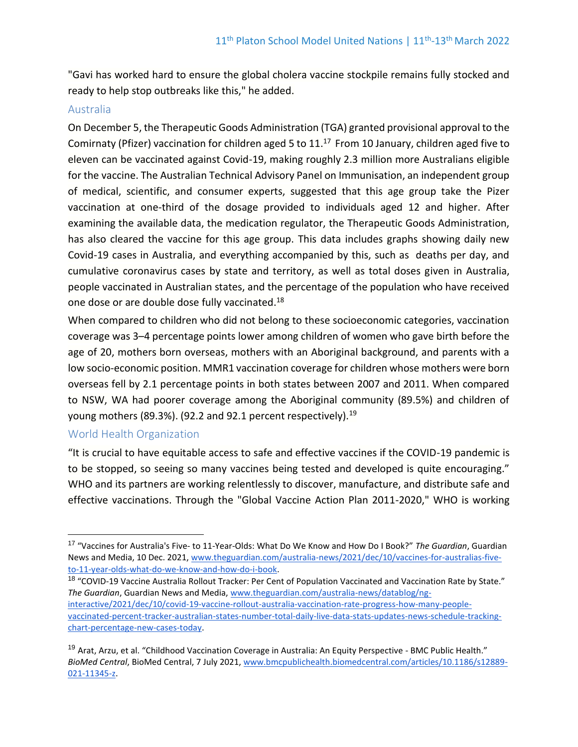"Gavi has worked hard to ensure the global cholera vaccine stockpile remains fully stocked and ready to help stop outbreaks like this," he added.

### Australia

On December 5, the Therapeutic Goods Administration (TGA) granted provisional approval to the Comirnaty (Pfizer) vaccination for children aged 5 to 11.[17] From 10 January, children aged five to eleven can be vaccinated against Covid-19, making roughly 2.3 million more Australians eligible for the vaccine. The Australian Technical Advisory Panel on Immunisation, an independent group of medical, scientific, and consumer experts, suggested that this age group take the Pizer vaccination at one-third of the dosage provided to individuals aged 12 and higher. After examining the available data, the medication regulator, the Therapeutic Goods Administration, has also cleared the vaccine for this age group. This data includes graphs showing daily new Covid-19 cases in Australia, and everything accompanied by this, such as deaths per day, and cumulative coronavirus cases by state and territory, as well as total doses given in Australia, people vaccinated in Australian states, and the percentage of the population who have received one dose or are double dose fully vaccinated.[18]

When compared to children who did not belong to these socioeconomic categories, vaccination coverage was 3–4 percentage points lower among children of women who gave birth before the age of 20, mothers born overseas, mothers with an Aboriginal background, and parents with a low socio-economic position. MMR1 vaccination coverage for children whose mothers were born overseas fell by 2.1 percentage points in both states between 2007 and 2011. When compared to NSW, WA had poorer coverage among the Aboriginal community (89.5%) and children of young mothers (89.3%). (92.2 and 92.1 percent respectively).[19]

### World Health Organization

"It is crucial to have equitable access to safe and effective vaccines if the COVID-19 pandemic is to be stopped, so seeing so many vaccines being tested and developed is quite encouraging." WHO and its partners are working relentlessly to discover, manufacture, and distribute safe and effective vaccinations. Through the "Global Vaccine Action Plan 2011-2020," WHO is working

---

[17] "Vaccines for Australia's Five- to 11-Year-Olds: What Do We Know and How Do I Book?" *The Guardian*, Guardian News and Media, 10 Dec. 2021, www.theguardian.com/australia-news/2021/dec/10/vaccines-for-australias-five-to-11-year-olds-what-do-we-know-and-how-do-i-book.

[18] "COVID-19 Vaccine Australia Rollout Tracker: Per Cent of Population Vaccinated and Vaccination Rate by State." *The Guardian*, Guardian News and Media, www.theguardian.com/australia-news/datablog/ng-interactive/2021/dec/10/covid-19-vaccine-rollout-australia-vaccination-rate-progress-how-many-people-vaccinated-percent-tracker-australian-states-number-total-daily-live-data-stats-updates-news-schedule-tracking-chart-percentage-new-cases-today.

[19] Arat, Arzu, et al. "Childhood Vaccination Coverage in Australia: An Equity Perspective - BMC Public Health." *BioMed Central*, BioMed Central, 7 July 2021, www.bmcpublichealth.biomedcentral.com/articles/10.1186/s12889-021-11345-z.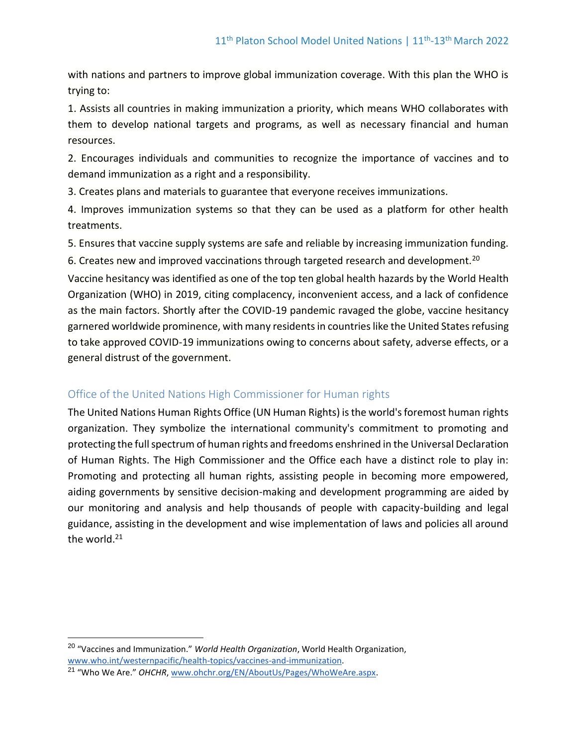with nations and partners to improve global immunization coverage. With this plan the WHO is trying to:

1. Assists all countries in making immunization a priority, which means WHO collaborates with them to develop national targets and programs, as well as necessary financial and human resources.
2. Encourages individuals and communities to recognize the importance of vaccines and to demand immunization as a right and a responsibility.
3. Creates plans and materials to guarantee that everyone receives immunizations.
4. Improves immunization systems so that they can be used as a platform for other health treatments.
5. Ensures that vaccine supply systems are safe and reliable by increasing immunization funding.
6. Creates new and improved vaccinations through targeted research and development.[20]

Vaccine hesitancy was identified as one of the top ten global health hazards by the World Health Organization (WHO) in 2019, citing complacency, inconvenient access, and a lack of confidence as the main factors. Shortly after the COVID-19 pandemic ravaged the globe, vaccine hesitancy garnered worldwide prominence, with many residents in countries like the United States refusing to take approved COVID-19 immunizations owing to concerns about safety, adverse effects, or a general distrust of the government.

## Office of the United Nations High Commissioner for Human rights

The United Nations Human Rights Office (UN Human Rights) is the world's foremost human rights organization. They symbolize the international community's commitment to promoting and protecting the full spectrum of human rights and freedoms enshrined in the Universal Declaration of Human Rights. The High Commissioner and the Office each have a distinct role to play in: Promoting and protecting all human rights, assisting people in becoming more empowered, aiding governments by sensitive decision-making and development programming are aided by our monitoring and analysis and help thousands of people with capacity-building and legal guidance, assisting in the development and wise implementation of laws and policies all around the world.[21]

---

[20] "Vaccines and Immunization." *World Health Organization*, World Health Organization, www.who.int/westernpacific/health-topics/vaccines-and-immunization.

[21] "Who We Are." *OHCHR*, www.ohchr.org/EN/AboutUs/Pages/WhoWeAre.aspx.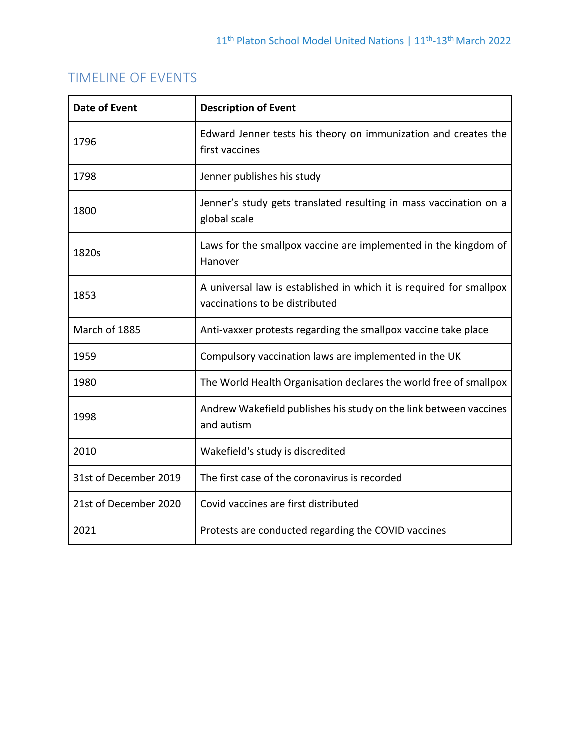## TIMELINE OF EVENTS

| Date of Event | Description of Event |
|---|---|
| 1796 | Edward Jenner tests his theory on immunization and creates the first vaccines |
| 1798 | Jenner publishes his study |
| 1800 | Jenner’s study gets translated resulting in mass vaccination on a global scale |
| 1820s | Laws for the smallpox vaccine are implemented in the kingdom of Hanover |
| 1853 | A universal law is established in which it is required for smallpox vaccinations to be distributed |
| March of 1885 | Anti-vaxxer protests regarding the smallpox vaccine take place |
| 1959 | Compulsory vaccination laws are implemented in the UK |
| 1980 | The World Health Organisation declares the world free of smallpox |
| 1998 | Andrew Wakefield publishes his study on the link between vaccines and autism |
| 2010 | Wakefield's study is discredited |
| 31st of December 2019 | The first case of the coronavirus is recorded |
| 21st of December 2020 | Covid vaccines are first distributed |
| 2021 | Protests are conducted regarding the COVID vaccines |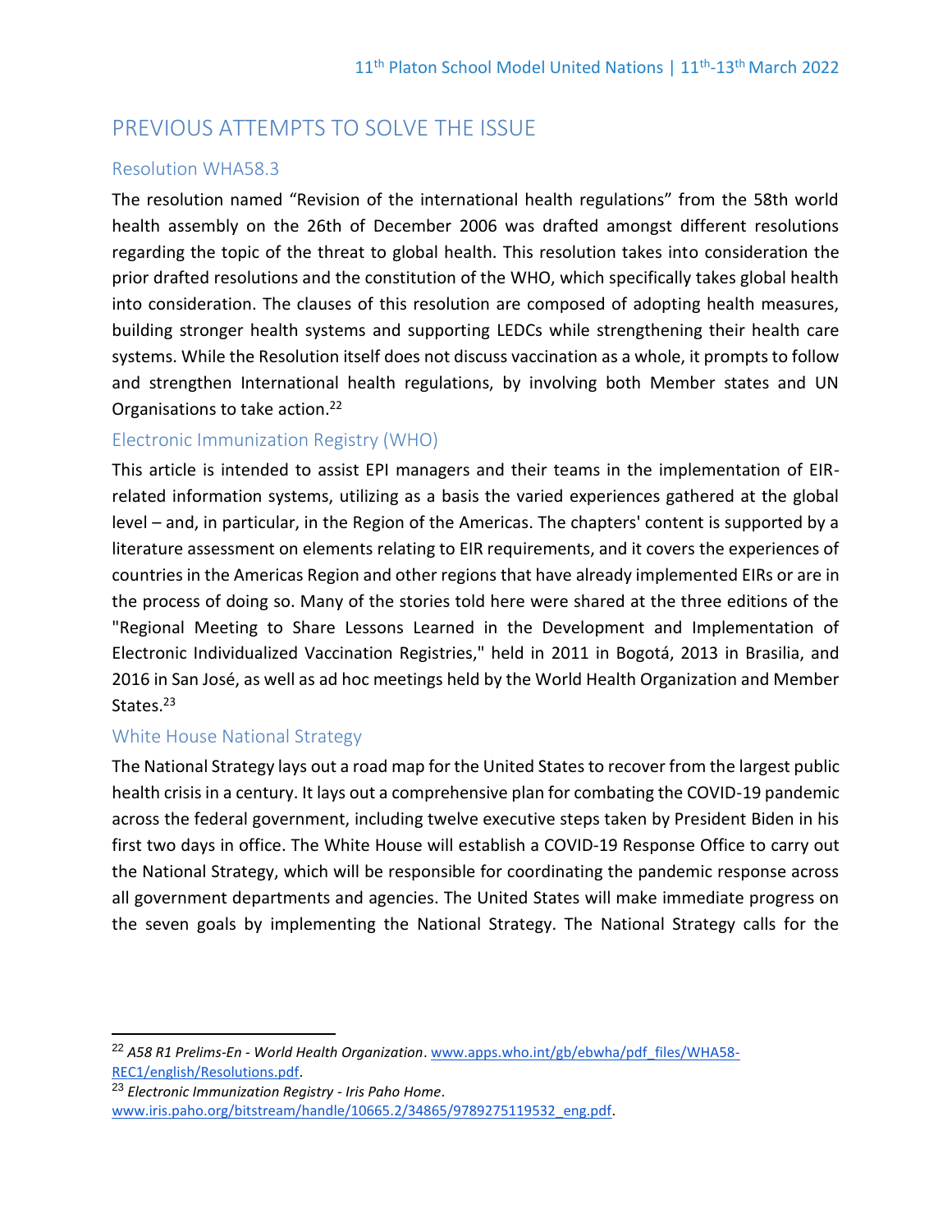## PREVIOUS ATTEMPTS TO SOLVE THE ISSUE

### Resolution WHA58.3

The resolution named "Revision of the international health regulations" from the 58th world health assembly on the 26th of December 2006 was drafted amongst different resolutions regarding the topic of the threat to global health. This resolution takes into consideration the prior drafted resolutions and the constitution of the WHO, which specifically takes global health into consideration. The clauses of this resolution are composed of adopting health measures, building stronger health systems and supporting LEDCs while strengthening their health care systems. While the Resolution itself does not discuss vaccination as a whole, it prompts to follow and strengthen International health regulations, by involving both Member states and UN Organisations to take action.[22]

### Electronic Immunization Registry (WHO)

This article is intended to assist EPI managers and their teams in the implementation of EIR-related information systems, utilizing as a basis the varied experiences gathered at the global level – and, in particular, in the Region of the Americas. The chapters' content is supported by a literature assessment on elements relating to EIR requirements, and it covers the experiences of countries in the Americas Region and other regions that have already implemented EIRs or are in the process of doing so. Many of the stories told here were shared at the three editions of the "Regional Meeting to Share Lessons Learned in the Development and Implementation of Electronic Individualized Vaccination Registries," held in 2011 in Bogotá, 2013 in Brasilia, and 2016 in San José, as well as ad hoc meetings held by the World Health Organization and Member States.[23]

### White House National Strategy

The National Strategy lays out a road map for the United States to recover from the largest public health crisis in a century. It lays out a comprehensive plan for combating the COVID-19 pandemic across the federal government, including twelve executive steps taken by President Biden in his first two days in office. The White House will establish a COVID-19 Response Office to carry out the National Strategy, which will be responsible for coordinating the pandemic response across all government departments and agencies. The United States will make immediate progress on the seven goals by implementing the National Strategy. The National Strategy calls for the

---

[22] *A58 R1 Prelims-En - World Health Organization*. www.apps.who.int/gb/ebwha/pdf_files/WHA58-REC1/english/Resolutions.pdf.

[23] *Electronic Immunization Registry - Iris Paho Home*. www.iris.paho.org/bitstream/handle/10665.2/34865/9789275119532_eng.pdf.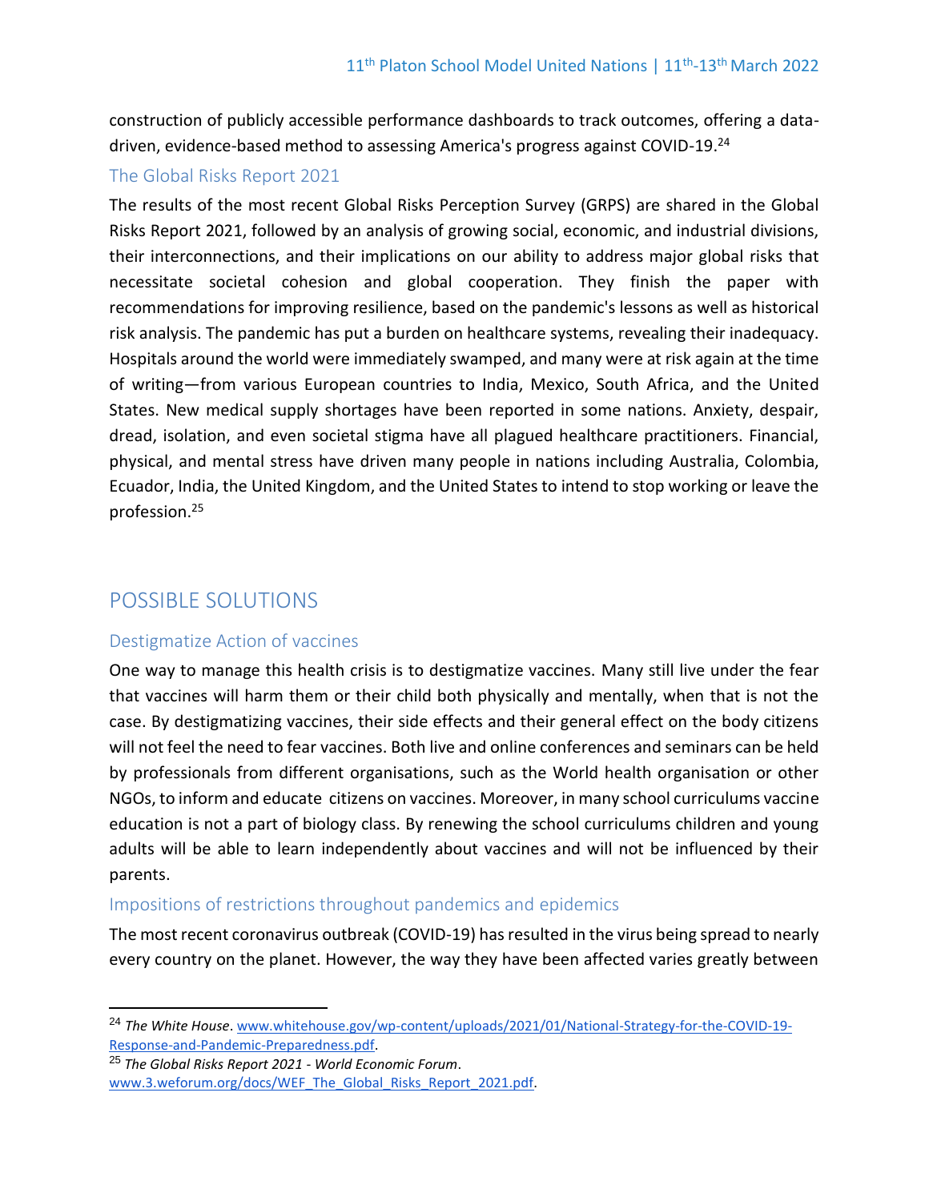construction of publicly accessible performance dashboards to track outcomes, offering a data-driven, evidence-based method to assessing America's progress against COVID-19.[24]

### The Global Risks Report 2021

The results of the most recent Global Risks Perception Survey (GRPS) are shared in the Global Risks Report 2021, followed by an analysis of growing social, economic, and industrial divisions, their interconnections, and their implications on our ability to address major global risks that necessitate societal cohesion and global cooperation. They finish the paper with recommendations for improving resilience, based on the pandemic's lessons as well as historical risk analysis. The pandemic has put a burden on healthcare systems, revealing their inadequacy. Hospitals around the world were immediately swamped, and many were at risk again at the time of writing—from various European countries to India, Mexico, South Africa, and the United States. New medical supply shortages have been reported in some nations. Anxiety, despair, dread, isolation, and even societal stigma have all plagued healthcare practitioners. Financial, physical, and mental stress have driven many people in nations including Australia, Colombia, Ecuador, India, the United Kingdom, and the United States to intend to stop working or leave the profession.[25]

## POSSIBLE SOLUTIONS

### Destigmatize Action of vaccines

One way to manage this health crisis is to destigmatize vaccines. Many still live under the fear that vaccines will harm them or their child both physically and mentally, when that is not the case. By destigmatizing vaccines, their side effects and their general effect on the body citizens will not feel the need to fear vaccines. Both live and online conferences and seminars can be held by professionals from different organisations, such as the World health organisation or other NGOs, to inform and educate citizens on vaccines. Moreover, in many school curriculums vaccine education is not a part of biology class. By renewing the school curriculums children and young adults will be able to learn independently about vaccines and will not be influenced by their parents.

### Impositions of restrictions throughout pandemics and epidemics

The most recent coronavirus outbreak (COVID-19) has resulted in the virus being spread to nearly every country on the planet. However, the way they have been affected varies greatly between

---

[24] *The White House*. www.whitehouse.gov/wp-content/uploads/2021/01/National-Strategy-for-the-COVID-19-Response-and-Pandemic-Preparedness.pdf.

[25] *The Global Risks Report 2021 - World Economic Forum*. www.3.weforum.org/docs/WEF_The_Global_Risks_Report_2021.pdf.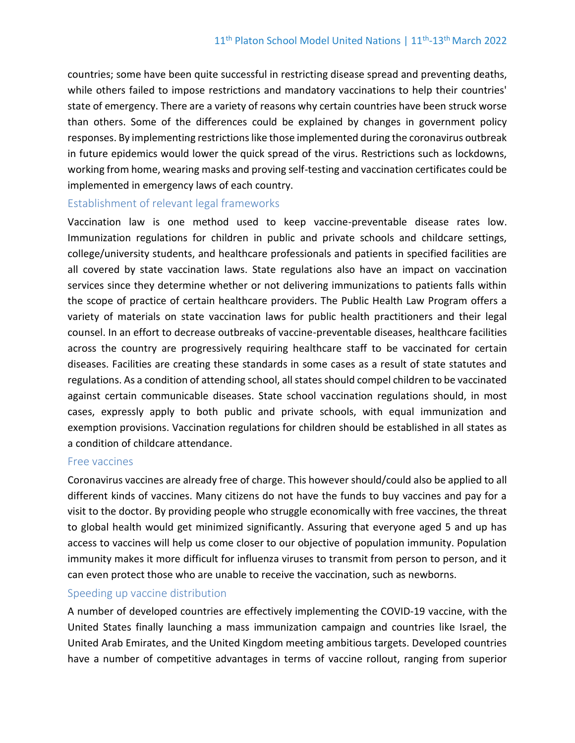countries; some have been quite successful in restricting disease spread and preventing deaths, while others failed to impose restrictions and mandatory vaccinations to help their countries' state of emergency. There are a variety of reasons why certain countries have been struck worse than others. Some of the differences could be explained by changes in government policy responses. By implementing restrictions like those implemented during the coronavirus outbreak in future epidemics would lower the quick spread of the virus. Restrictions such as lockdowns, working from home, wearing masks and proving self-testing and vaccination certificates could be implemented in emergency laws of each country.

### Establishment of relevant legal frameworks

Vaccination law is one method used to keep vaccine-preventable disease rates low. Immunization regulations for children in public and private schools and childcare settings, college/university students, and healthcare professionals and patients in specified facilities are all covered by state vaccination laws. State regulations also have an impact on vaccination services since they determine whether or not delivering immunizations to patients falls within the scope of practice of certain healthcare providers. The Public Health Law Program offers a variety of materials on state vaccination laws for public health practitioners and their legal counsel. In an effort to decrease outbreaks of vaccine-preventable diseases, healthcare facilities across the country are progressively requiring healthcare staff to be vaccinated for certain diseases. Facilities are creating these standards in some cases as a result of state statutes and regulations. As a condition of attending school, all states should compel children to be vaccinated against certain communicable diseases. State school vaccination regulations should, in most cases, expressly apply to both public and private schools, with equal immunization and exemption provisions. Vaccination regulations for children should be established in all states as a condition of childcare attendance.

### Free vaccines

Coronavirus vaccines are already free of charge. This however should/could also be applied to all different kinds of vaccines. Many citizens do not have the funds to buy vaccines and pay for a visit to the doctor. By providing people who struggle economically with free vaccines, the threat to global health would get minimized significantly. Assuring that everyone aged 5 and up has access to vaccines will help us come closer to our objective of population immunity. Population immunity makes it more difficult for influenza viruses to transmit from person to person, and it can even protect those who are unable to receive the vaccination, such as newborns.

### Speeding up vaccine distribution

A number of developed countries are effectively implementing the COVID-19 vaccine, with the United States finally launching a mass immunization campaign and countries like Israel, the United Arab Emirates, and the United Kingdom meeting ambitious targets. Developed countries have a number of competitive advantages in terms of vaccine rollout, ranging from superior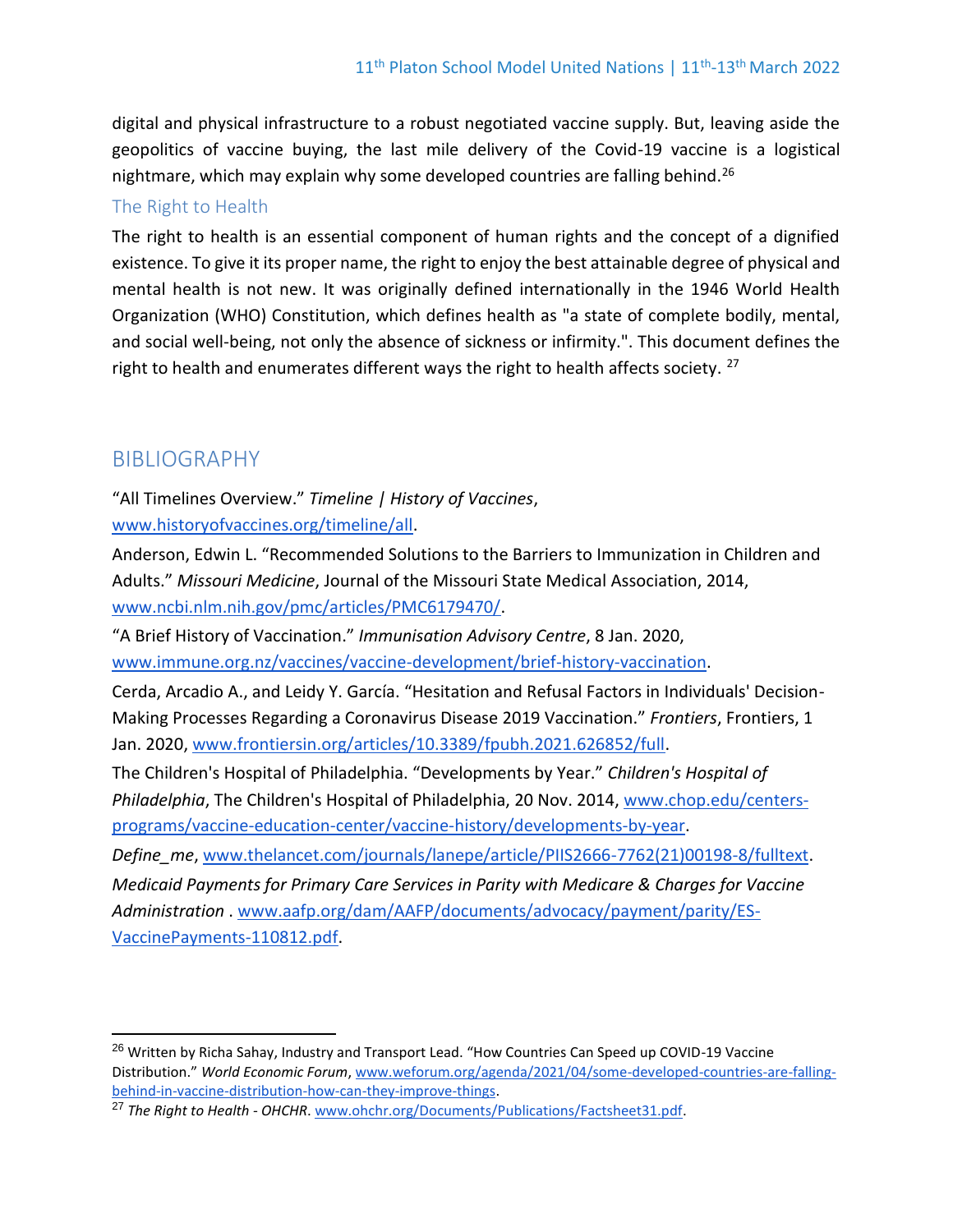digital and physical infrastructure to a robust negotiated vaccine supply. But, leaving aside the geopolitics of vaccine buying, the last mile delivery of the Covid-19 vaccine is a logistical nightmare, which may explain why some developed countries are falling behind.[26]

### The Right to Health

The right to health is an essential component of human rights and the concept of a dignified existence. To give it its proper name, the right to enjoy the best attainable degree of physical and mental health is not new. It was originally defined internationally in the 1946 World Health Organization (WHO) Constitution, which defines health as "a state of complete bodily, mental, and social well-being, not only the absence of sickness or infirmity.". This document defines the right to health and enumerates different ways the right to health affects society. [27]

## BIBLIOGRAPHY

"All Timelines Overview." *Timeline | History of Vaccines*, www.historyofvaccines.org/timeline/all.

Anderson, Edwin L. "Recommended Solutions to the Barriers to Immunization in Children and Adults." *Missouri Medicine*, Journal of the Missouri State Medical Association, 2014, www.ncbi.nlm.nih.gov/pmc/articles/PMC6179470/.

"A Brief History of Vaccination." *Immunisation Advisory Centre*, 8 Jan. 2020, www.immune.org.nz/vaccines/vaccine-development/brief-history-vaccination.

Cerda, Arcadio A., and Leidy Y. García. "Hesitation and Refusal Factors in Individuals' Decision-Making Processes Regarding a Coronavirus Disease 2019 Vaccination." *Frontiers*, Frontiers, 1 Jan. 2020, www.frontiersin.org/articles/10.3389/fpubh.2021.626852/full.

The Children's Hospital of Philadelphia. "Developments by Year." *Children's Hospital of Philadelphia*, The Children's Hospital of Philadelphia, 20 Nov. 2014, www.chop.edu/centers-programs/vaccine-education-center/vaccine-history/developments-by-year.

*Define_me*, www.thelancet.com/journals/lanepe/article/PIIS2666-7762(21)00198-8/fulltext.

*Medicaid Payments for Primary Care Services in Parity with Medicare & Charges for Vaccine Administration* . www.aafp.org/dam/AAFP/documents/advocacy/payment/parity/ES-VaccinePayments-110812.pdf.

---

[26] Written by Richa Sahay, Industry and Transport Lead. "How Countries Can Speed up COVID-19 Vaccine Distribution." *World Economic Forum*, www.weforum.org/agenda/2021/04/some-developed-countries-are-falling-behind-in-vaccine-distribution-how-can-they-improve-things.

[27] *The Right to Health - OHCHR*. www.ohchr.org/Documents/Publications/Factsheet31.pdf.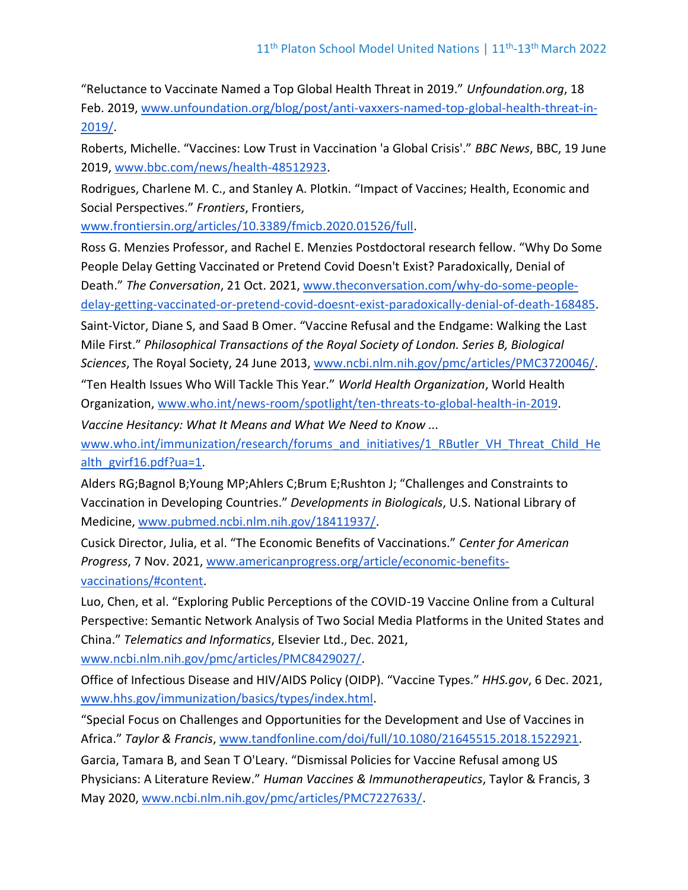"Reluctance to Vaccinate Named a Top Global Health Threat in 2019." *Unfoundation.org*, 18 Feb. 2019, www.unfoundation.org/blog/post/anti-vaxxers-named-top-global-health-threat-in-2019/.

Roberts, Michelle. "Vaccines: Low Trust in Vaccination 'a Global Crisis'." *BBC News*, BBC, 19 June 2019, www.bbc.com/news/health-48512923.

Rodrigues, Charlene M. C., and Stanley A. Plotkin. "Impact of Vaccines; Health, Economic and Social Perspectives." *Frontiers*, Frontiers, www.frontiersin.org/articles/10.3389/fmicb.2020.01526/full.

Ross G. Menzies Professor, and Rachel E. Menzies Postdoctoral research fellow. "Why Do Some People Delay Getting Vaccinated or Pretend Covid Doesn't Exist? Paradoxically, Denial of Death." *The Conversation*, 21 Oct. 2021, www.theconversation.com/why-do-some-people-delay-getting-vaccinated-or-pretend-covid-doesnt-exist-paradoxically-denial-of-death-168485.

Saint-Victor, Diane S, and Saad B Omer. "Vaccine Refusal and the Endgame: Walking the Last Mile First." *Philosophical Transactions of the Royal Society of London. Series B, Biological Sciences*, The Royal Society, 24 June 2013, www.ncbi.nlm.nih.gov/pmc/articles/PMC3720046/.

"Ten Health Issues Who Will Tackle This Year." *World Health Organization*, World Health Organization, www.who.int/news-room/spotlight/ten-threats-to-global-health-in-2019.

*Vaccine Hesitancy: What It Means and What We Need to Know ...* www.who.int/immunization/research/forums_and_initiatives/1_RButler_VH_Threat_Child_Health_gvirf16.pdf?ua=1.

Alders RG;Bagnol B;Young MP;Ahlers C;Brum E;Rushton J; "Challenges and Constraints to Vaccination in Developing Countries." *Developments in Biologicals*, U.S. National Library of Medicine, www.pubmed.ncbi.nlm.nih.gov/18411937/.

Cusick Director, Julia, et al. "The Economic Benefits of Vaccinations." *Center for American Progress*, 7 Nov. 2021, www.americanprogress.org/article/economic-benefits-vaccinations/#content.

Luo, Chen, et al. "Exploring Public Perceptions of the COVID-19 Vaccine Online from a Cultural Perspective: Semantic Network Analysis of Two Social Media Platforms in the United States and China." *Telematics and Informatics*, Elsevier Ltd., Dec. 2021, www.ncbi.nlm.nih.gov/pmc/articles/PMC8429027/.

Office of Infectious Disease and HIV/AIDS Policy (OIDP). "Vaccine Types." *HHS.gov*, 6 Dec. 2021, www.hhs.gov/immunization/basics/types/index.html.

"Special Focus on Challenges and Opportunities for the Development and Use of Vaccines in Africa." *Taylor & Francis*, www.tandfonline.com/doi/full/10.1080/21645515.2018.1522921.

Garcia, Tamara B, and Sean T O'Leary. "Dismissal Policies for Vaccine Refusal among US Physicians: A Literature Review." *Human Vaccines & Immunotherapeutics*, Taylor & Francis, 3 May 2020, www.ncbi.nlm.nih.gov/pmc/articles/PMC7227633/.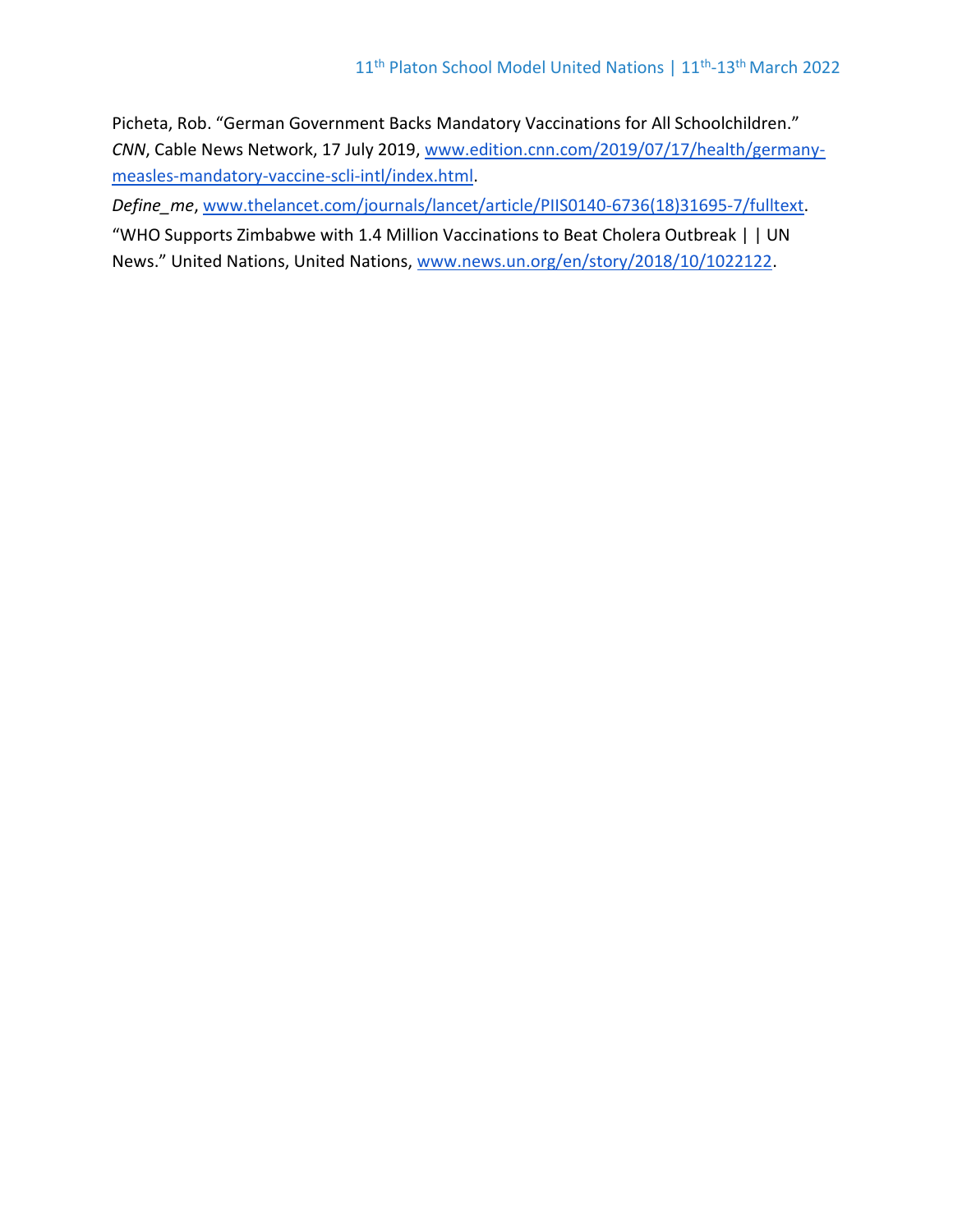Picheta, Rob. "German Government Backs Mandatory Vaccinations for All Schoolchildren." *CNN*, Cable News Network, 17 July 2019, [www.edition.cnn.com/2019/07/17/health/germany-measles-mandatory-vaccine-scli-intl/index.html](www.edition.cnn.com/2019/07/17/health/germany-measles-mandatory-vaccine-scli-intl/index.html).

*Define_me*, [www.thelancet.com/journals/lancet/article/PIIS0140-6736(18)31695-7/fulltext](www.thelancet.com/journals/lancet/article/PIIS0140-6736(18)31695-7/fulltext).

"WHO Supports Zimbabwe with 1.4 Million Vaccinations to Beat Cholera Outbreak | | UN News." United Nations, United Nations, [www.news.un.org/en/story/2018/10/1022122](www.news.un.org/en/story/2018/10/1022122).